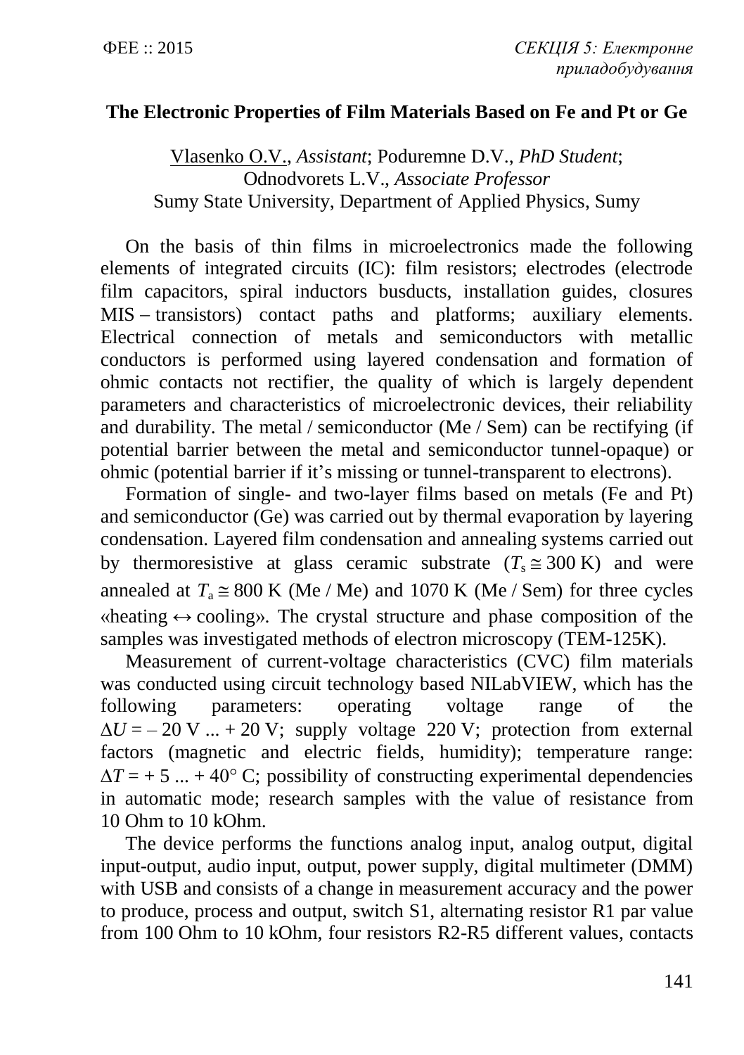# The Electronic Properties of Film Materials Based on Fe and Pt or Ge

Vlasenko O.V., *Assistant*; Poduremne D.V., *PhD Student*;
Odnodvorets L.V., *Associate Professor*
Sumy State University, Department of Applied Physics, Sumy

On the basis of thin films in microelectronics made the following elements of integrated circuits (IC): film resistors; electrodes (electrode film capacitors, spiral inductors busducts, installation guides, closures MIS – transistors) contact paths and platforms; auxiliary elements. Electrical connection of metals and semiconductors with metallic conductors is performed using layered condensation and formation of ohmic contacts not rectifier, the quality of which is largely dependent parameters and characteristics of microelectronic devices, their reliability and durability. The metal / semiconductor (Me / Sem) can be rectifying (if potential barrier between the metal and semiconductor tunnel-opaque) or ohmic (potential barrier if it's missing or tunnel-transparent to electrons).

Formation of single- and two-layer films based on metals (Fe and Pt) and semiconductor (Ge) was carried out by thermal evaporation by layering condensation. Layered film condensation and annealing systems carried out by thermoresistive at glass ceramic substrate ($T_s \cong 300$ K) and were annealed at $T_a \cong 800$ K (Me / Me) and 1070 K (Me / Sem) for three cycles «heating $\leftrightarrow$ cooling». The crystal structure and phase composition of the samples was investigated methods of electron microscopy (TEM-125K).

Measurement of current-voltage characteristics (CVC) film materials was conducted using circuit technology based NILabVIEW, which has the following parameters: operating voltage range of the $\Delta U = -20$ V ... + 20 V; supply voltage 220 V; protection from external factors (magnetic and electric fields, humidity); temperature range: $\Delta T = +5 ... +40°$ C; possibility of constructing experimental dependencies in automatic mode; research samples with the value of resistance from 10 Ohm to 10 kOhm.

The device performs the functions analog input, analog output, digital input-output, audio input, output, power supply, digital multimeter (DMM) with USB and consists of a change in measurement accuracy and the power to produce, process and output, switch S1, alternating resistor R1 par value from 100 Ohm to 10 kOhm, four resistors R2-R5 different values, contacts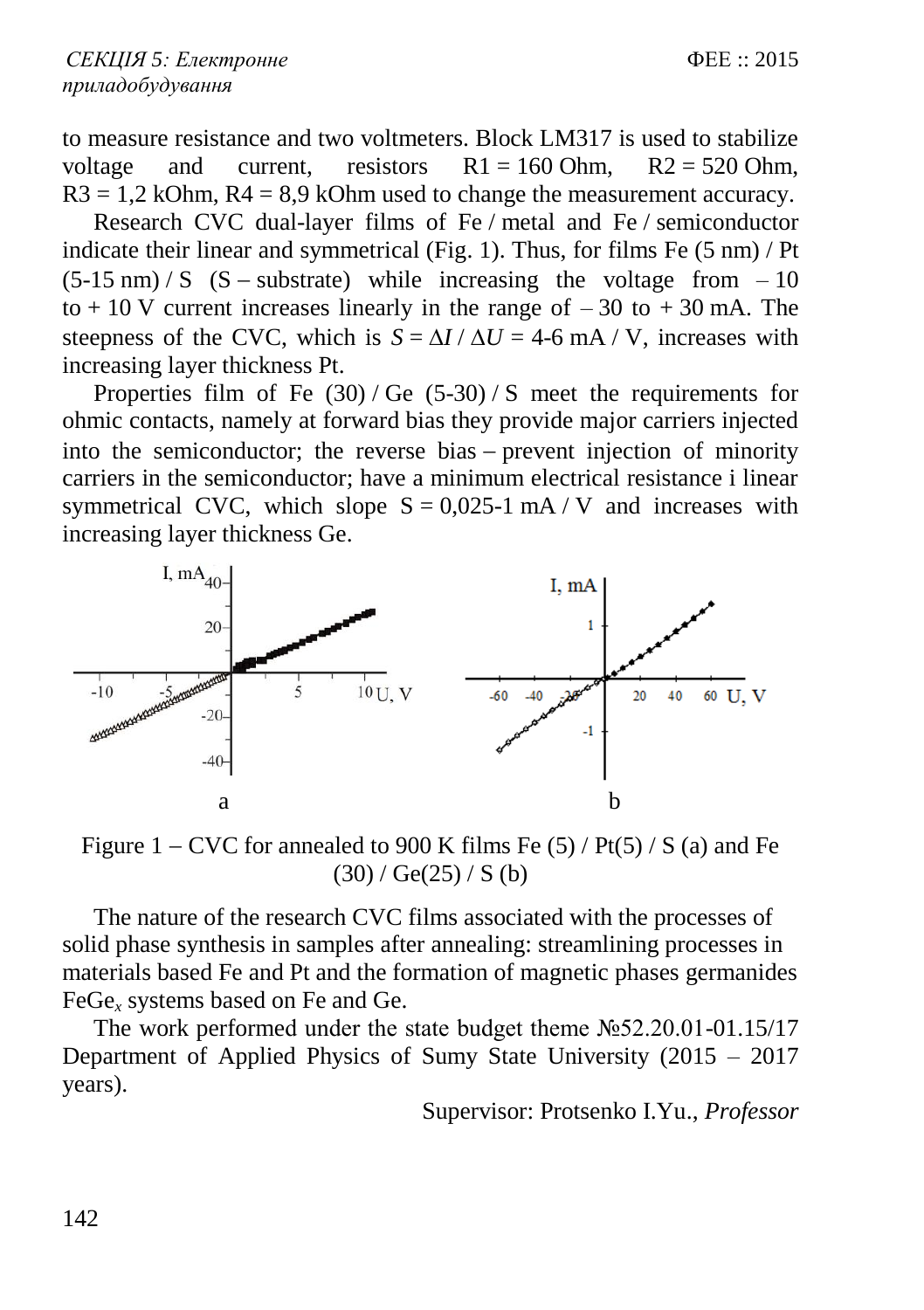to measure resistance and two voltmeters. Block LM317 is used to stabilize voltage and current, resistors R1 = 160 Ohm, R2 = 520 Ohm, R3 = 1,2 kOhm, R4 = 8,9 kOhm used to change the measurement accuracy.

Research CVC dual-layer films of Fe / metal and Fe / semiconductor indicate their linear and symmetrical (Fig. 1). Thus, for films Fe (5 nm) / Pt (5-15 nm) / S (S – substrate) while increasing the voltage from – 10 to + 10 V current increases linearly in the range of – 30 to + 30 mA. The steepness of the CVC, which is $S = \Delta I / \Delta U$ = 4-6 mA / V, increases with increasing layer thickness Pt.

Properties film of Fe (30) / Ge (5-30) / S meet the requirements for ohmic contacts, namely at forward bias they provide major carriers injected into the semiconductor; the reverse bias – prevent injection of minority carriers in the semiconductor; have a minimum electrical resistance i linear symmetrical CVC, which slope S = 0,025-1 mA / V and increases with increasing layer thickness Ge.

I, mA
40
20
-10
-5
5
10 U, V
-20
-40
a

I, mA
1
-60
-40
-20
20
40
60 U, V
-1
b

Figure 1 – CVC for annealed to 900 K films Fe (5) / Pt(5) / S (a) and Fe (30) / Ge(25) / S (b)

The nature of the research CVC films associated with the processes of solid phase synthesis in samples after annealing: streamlining processes in materials based Fe and Pt and the formation of magnetic phases germanides $FeGe_x$ systems based on Fe and Ge.

The work performed under the state budget theme №52.20.01-01.15/17 Department of Applied Physics of Sumy State University (2015 – 2017 years).

Supervisor: Protsenko I.Yu., *Professor*